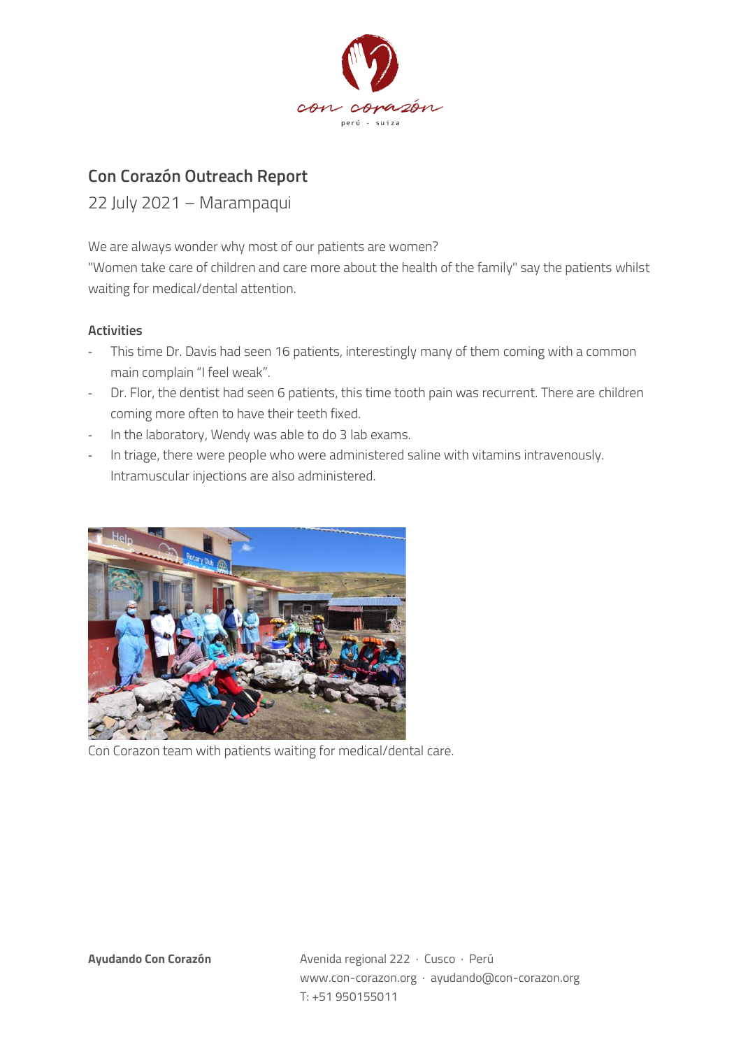## Con Corazón Outreach Report

22 July 2021 – Marampaqui

We are always wonder why most of our patients are women?
"Women take care of children and care more about the health of the family" say the patients whilst waiting for medical/dental attention.

### Activities

- This time Dr. Davis had seen 16 patients, interestingly many of them coming with a common main complain "I feel weak".
- Dr. Flor, the dentist had seen 6 patients, this time tooth pain was recurrent. There are children coming more often to have their teeth fixed.
- In the laboratory, Wendy was able to do 3 lab exams.
- In triage, there were people who were administered saline with vitamins intravenously. Intramuscular injections are also administered.

Con Corazon team with patients waiting for medical/dental care.

**Ayudando Con Corazón**

Avenida regional 222 · Cusco · Perú
www.con-corazon.org · ayudando@con-corazon.org
T: +51 950155011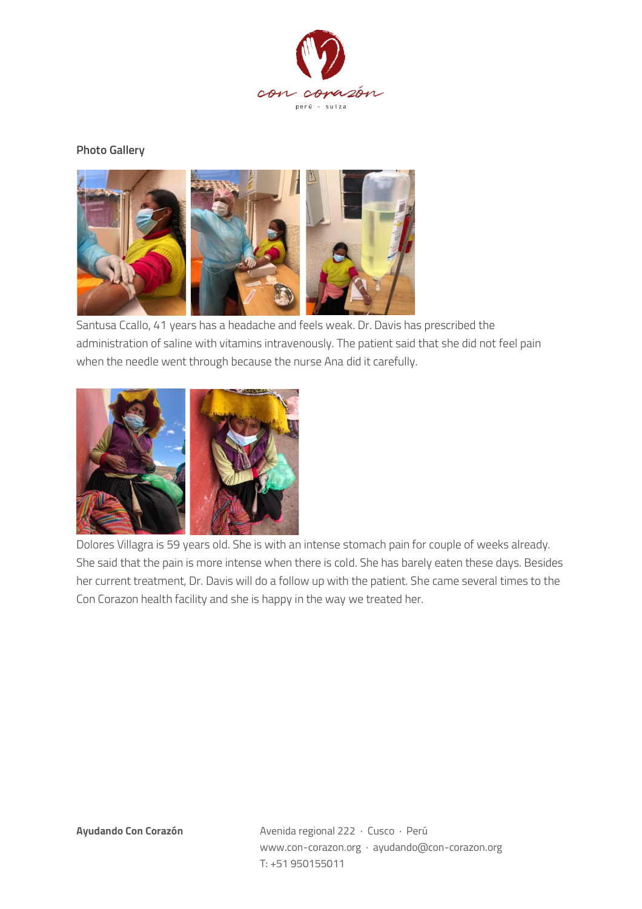**Photo Gallery**

Santusa Ccallo, 41 years has a headache and feels weak. Dr. Davis has prescribed the administration of saline with vitamins intravenously. The patient said that she did not feel pain when the needle went through because the nurse Ana did it carefully.

Dolores Villagra is 59 years old. She is with an intense stomach pain for couple of weeks already. She said that the pain is more intense when there is cold. She has barely eaten these days. Besides her current treatment, Dr. Davis will do a follow up with the patient. She came several times to the Con Corazon health facility and she is happy in the way we treated her.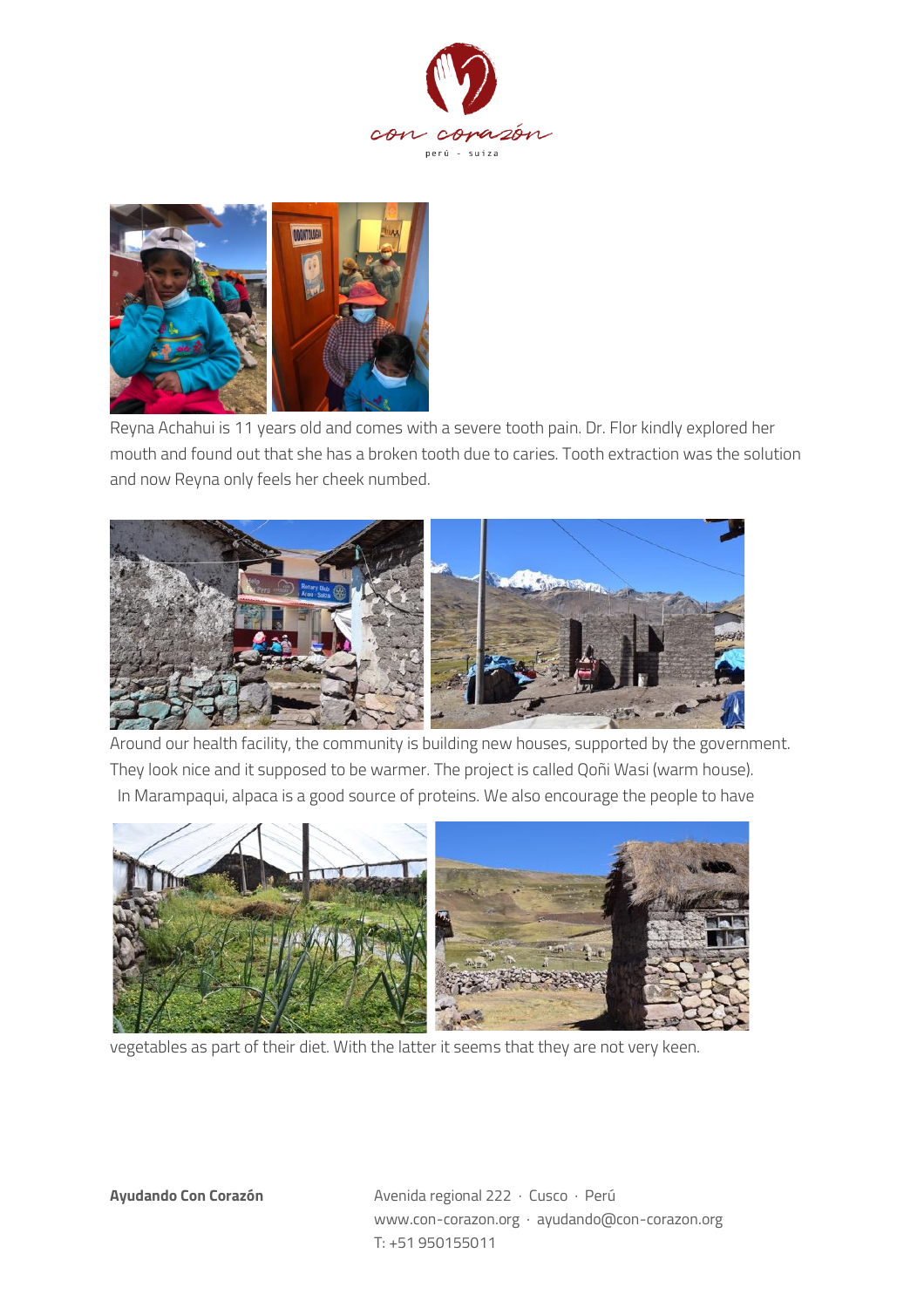Reyna Achahui is 11 years old and comes with a severe tooth pain. Dr. Flor kindly explored her mouth and found out that she has a broken tooth due to caries. Tooth extraction was the solution and now Reyna only feels her cheek numbed.

Around our health facility, the community is building new houses, supported by the government. They look nice and it supposed to be warmer. The project is called Qoñi Wasi (warm house).

In Marampaqui, alpaca is a good source of proteins. We also encourage the people to have vegetables as part of their diet. With the latter it seems that they are not very keen.

**Ayudando Con Corazón**

Avenida regional 222 · Cusco · Perú
www.con-corazon.org · ayudando@con-corazon.org
T: +51 950155011